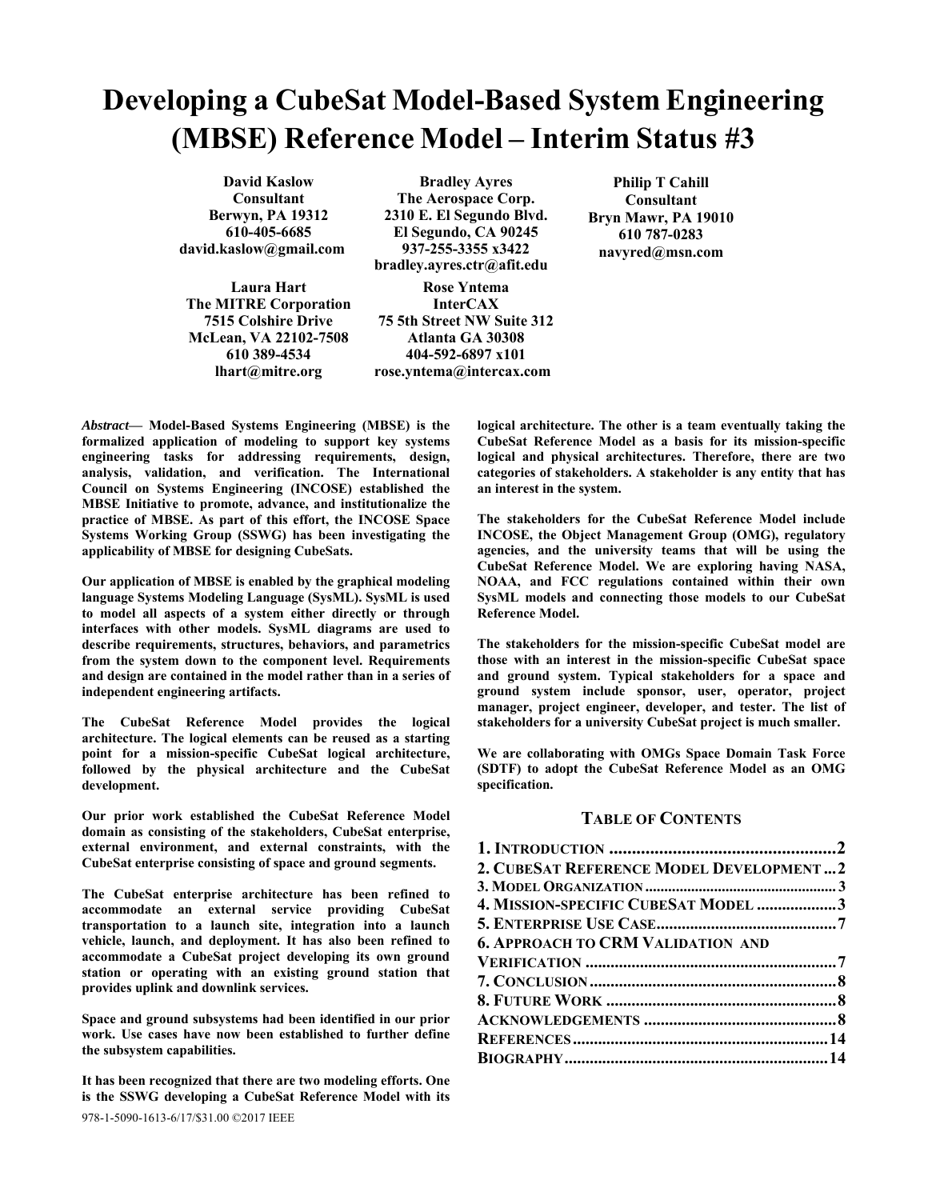# Developing a CubeSat Model-Based System Engineering (MBSE) Reference Model – Interim Status #3

**David Kaslow**
**Consultant**
**Berwyn, PA 19312**
**610-405-6685**
**david.kaslow@gmail.com**

**Bradley Ayres**
**The Aerospace Corp.**
**2310 E. El Segundo Blvd.**
**El Segundo, CA 90245**
**937-255-3355 x3422**
**bradley.ayres.ctr@afit.edu**

**Philip T Cahill**
**Consultant**
**Bryn Mawr, PA 19010**
**610 787-0283**
**navyred@msn.com**

**Laura Hart**
**The MITRE Corporation**
**7515 Colshire Drive**
**McLean, VA 22102-7508**
**610 389-4534**
**lhart@mitre.org**

**Rose Yntema**
**InterCAX**
**75 5th Street NW Suite 312**
**Atlanta GA 30308**
**404-592-6897 x101**
**rose.yntema@intercax.com**

***Abstract*— Model-Based Systems Engineering (MBSE) is the formalized application of modeling to support key systems engineering tasks for addressing requirements, design, analysis, validation, and verification. The International Council on Systems Engineering (INCOSE) established the MBSE Initiative to promote, advance, and institutionalize the practice of MBSE. As part of this effort, the INCOSE Space Systems Working Group (SSWG) has been investigating the applicability of MBSE for designing CubeSats.**

**Our application of MBSE is enabled by the graphical modeling language Systems Modeling Language (SysML). SysML is used to model all aspects of a system either directly or through interfaces with other models. SysML diagrams are used to describe requirements, structures, behaviors, and parametrics from the system down to the component level. Requirements and design are contained in the model rather than in a series of independent engineering artifacts.**

**The CubeSat Reference Model provides the logical architecture. The logical elements can be reused as a starting point for a mission-specific CubeSat logical architecture, followed by the physical architecture and the CubeSat development.**

**Our prior work established the CubeSat Reference Model domain as consisting of the stakeholders, CubeSat enterprise, external environment, and external constraints, with the CubeSat enterprise consisting of space and ground segments.**

**The CubeSat enterprise architecture has been refined to accommodate an external service providing CubeSat transportation to a launch site, integration into a launch vehicle, launch, and deployment. It has also been refined to accommodate a CubeSat project developing its own ground station or operating with an existing ground station that provides uplink and downlink services.**

**Space and ground subsystems had been identified in our prior work. Use cases have now been established to further define the subsystem capabilities.**

**It has been recognized that there are two modeling efforts. One is the SSWG developing a CubeSat Reference Model with its logical architecture. The other is a team eventually taking the CubeSat Reference Model as a basis for its mission-specific logical and physical architectures. Therefore, there are two categories of stakeholders. A stakeholder is any entity that has an interest in the system.**

**The stakeholders for the CubeSat Reference Model include INCOSE, the Object Management Group (OMG), regulatory agencies, and the university teams that will be using the CubeSat Reference Model. We are exploring having NASA, NOAA, and FCC regulations contained within their own SysML models and connecting those models to our CubeSat Reference Model.**

**The stakeholders for the mission-specific CubeSat model are those with an interest in the mission-specific CubeSat space and ground system. Typical stakeholders for a space and ground system include sponsor, user, operator, project manager, project engineer, developer, and tester. The list of stakeholders for a university CubeSat project is much smaller.**

**We are collaborating with OMGs Space Domain Task Force (SDTF) to adopt the CubeSat Reference Model as an OMG specification.**

## TABLE OF CONTENTS

| | |
|---|---|
| **1. INTRODUCTION** | **2** |
| **2. CUBESAT REFERENCE MODEL DEVELOPMENT** | **2** |
| **3. MODEL ORGANIZATION** | **3** |
| **4. MISSION-SPECIFIC CUBESAT MODEL** | **3** |
| **5. ENTERPRISE USE CASE** | **7** |
| **6. APPROACH TO CRM VALIDATION AND VERIFICATION** | **7** |
| **7. CONCLUSION** | **8** |
| **8. FUTURE WORK** | **8** |
| **ACKNOWLEDGEMENTS** | **8** |
| **REFERENCES** | **14** |
| **BIOGRAPHY** | **14** |

978-1-5090-1613-6/17/$31.00 ©2017 IEEE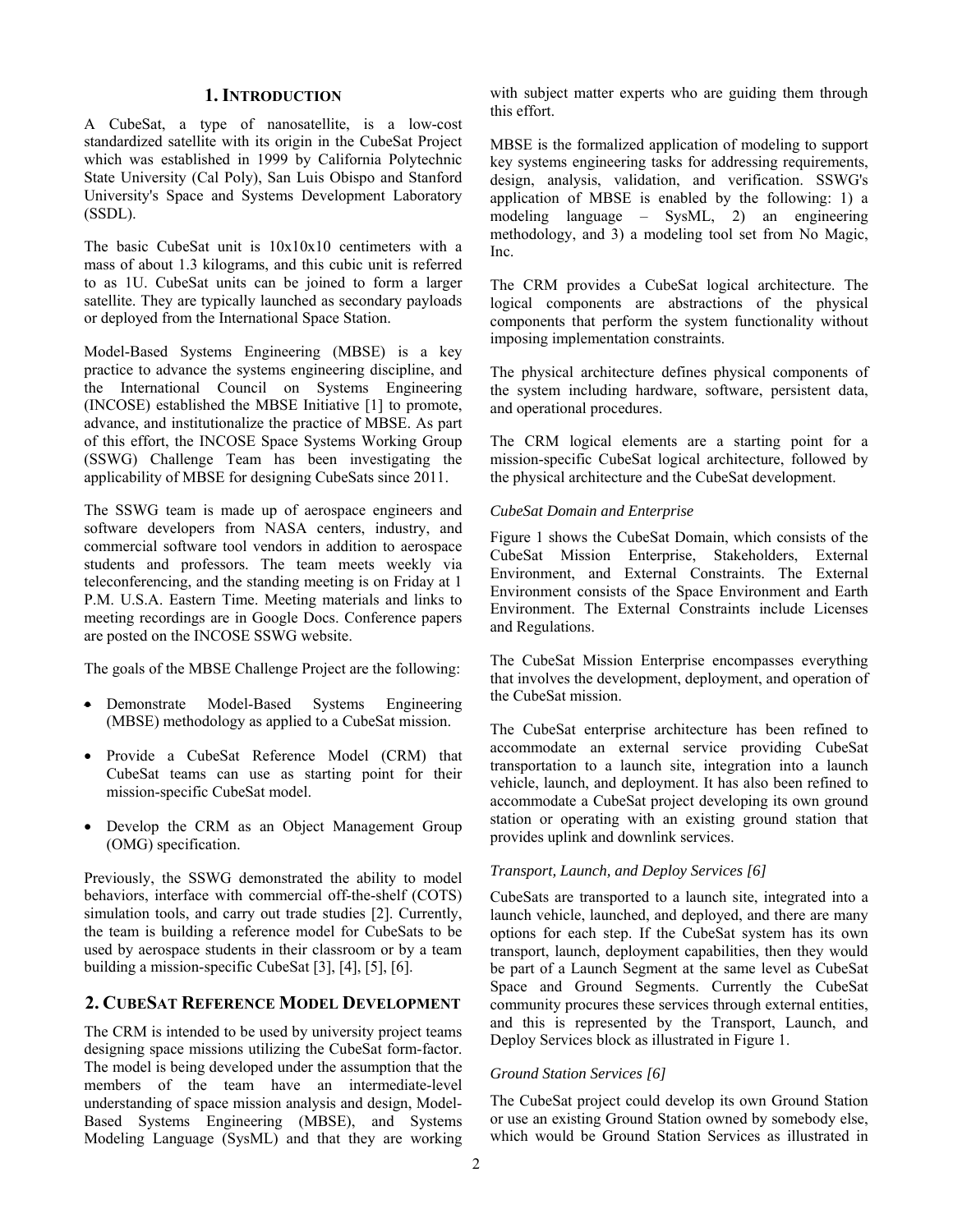## 1. INTRODUCTION

A CubeSat, a type of nanosatellite, is a low-cost standardized satellite with its origin in the CubeSat Project which was established in 1999 by California Polytechnic State University (Cal Poly), San Luis Obispo and Stanford University's Space and Systems Development Laboratory (SSDL).

The basic CubeSat unit is 10x10x10 centimeters with a mass of about 1.3 kilograms, and this cubic unit is referred to as 1U. CubeSat units can be joined to form a larger satellite. They are typically launched as secondary payloads or deployed from the International Space Station.

Model-Based Systems Engineering (MBSE) is a key practice to advance the systems engineering discipline, and the International Council on Systems Engineering (INCOSE) established the MBSE Initiative [1] to promote, advance, and institutionalize the practice of MBSE. As part of this effort, the INCOSE Space Systems Working Group (SSWG) Challenge Team has been investigating the applicability of MBSE for designing CubeSats since 2011.

The SSWG team is made up of aerospace engineers and software developers from NASA centers, industry, and commercial software tool vendors in addition to aerospace students and professors. The team meets weekly via teleconferencing, and the standing meeting is on Friday at 1 P.M. U.S.A. Eastern Time. Meeting materials and links to meeting recordings are in Google Docs. Conference papers are posted on the INCOSE SSWG website.

The goals of the MBSE Challenge Project are the following:

- Demonstrate Model-Based Systems Engineering (MBSE) methodology as applied to a CubeSat mission.
- Provide a CubeSat Reference Model (CRM) that CubeSat teams can use as starting point for their mission-specific CubeSat model.
- Develop the CRM as an Object Management Group (OMG) specification.

Previously, the SSWG demonstrated the ability to model behaviors, interface with commercial off-the-shelf (COTS) simulation tools, and carry out trade studies [2]. Currently, the team is building a reference model for CubeSats to be used by aerospace students in their classroom or by a team building a mission-specific CubeSat [3], [4], [5], [6].

## 2. CUBESAT REFERENCE MODEL DEVELOPMENT

The CRM is intended to be used by university project teams designing space missions utilizing the CubeSat form-factor. The model is being developed under the assumption that the members of the team have an intermediate-level understanding of space mission analysis and design, Model-Based Systems Engineering (MBSE), and Systems Modeling Language (SysML) and that they are working with subject matter experts who are guiding them through this effort.

MBSE is the formalized application of modeling to support key systems engineering tasks for addressing requirements, design, analysis, validation, and verification. SSWG's application of MBSE is enabled by the following: 1) a modeling language – SysML, 2) an engineering methodology, and 3) a modeling tool set from No Magic, Inc.

The CRM provides a CubeSat logical architecture. The logical components are abstractions of the physical components that perform the system functionality without imposing implementation constraints.

The physical architecture defines physical components of the system including hardware, software, persistent data, and operational procedures.

The CRM logical elements are a starting point for a mission-specific CubeSat logical architecture, followed by the physical architecture and the CubeSat development.

*CubeSat Domain and Enterprise*

Figure 1 shows the CubeSat Domain, which consists of the CubeSat Mission Enterprise, Stakeholders, External Environment, and External Constraints. The External Environment consists of the Space Environment and Earth Environment. The External Constraints include Licenses and Regulations.

The CubeSat Mission Enterprise encompasses everything that involves the development, deployment, and operation of the CubeSat mission.

The CubeSat enterprise architecture has been refined to accommodate an external service providing CubeSat transportation to a launch site, integration into a launch vehicle, launch, and deployment. It has also been refined to accommodate a CubeSat project developing its own ground station or operating with an existing ground station that provides uplink and downlink services.

*Transport, Launch, and Deploy Services [6]*

CubeSats are transported to a launch site, integrated into a launch vehicle, launched, and deployed, and there are many options for each step. If the CubeSat system has its own transport, launch, deployment capabilities, then they would be part of a Launch Segment at the same level as CubeSat Space and Ground Segments. Currently the CubeSat community procures these services through external entities, and this is represented by the Transport, Launch, and Deploy Services block as illustrated in Figure 1.

*Ground Station Services [6]*

The CubeSat project could develop its own Ground Station or use an existing Ground Station owned by somebody else, which would be Ground Station Services as illustrated in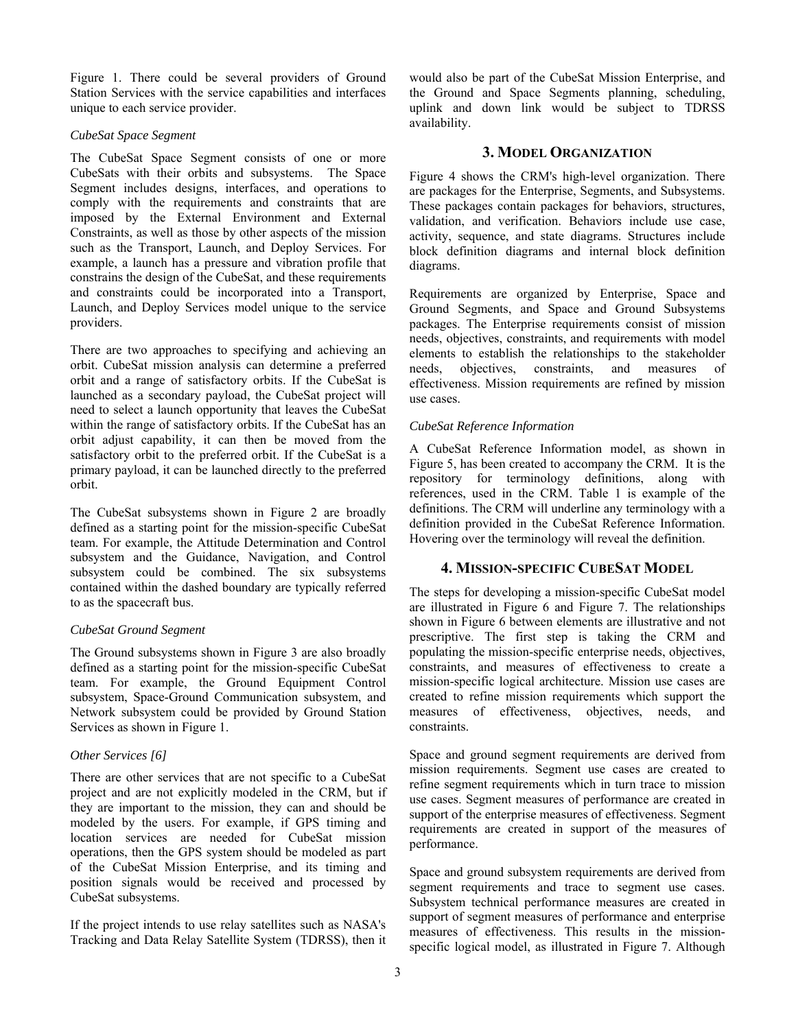Figure 1. There could be several providers of Ground Station Services with the service capabilities and interfaces unique to each service provider.

*CubeSat Space Segment*

The CubeSat Space Segment consists of one or more CubeSats with their orbits and subsystems. The Space Segment includes designs, interfaces, and operations to comply with the requirements and constraints that are imposed by the External Environment and External Constraints, as well as those by other aspects of the mission such as the Transport, Launch, and Deploy Services. For example, a launch has a pressure and vibration profile that constrains the design of the CubeSat, and these requirements and constraints could be incorporated into a Transport, Launch, and Deploy Services model unique to the service providers.

There are two approaches to specifying and achieving an orbit. CubeSat mission analysis can determine a preferred orbit and a range of satisfactory orbits. If the CubeSat is launched as a secondary payload, the CubeSat project will need to select a launch opportunity that leaves the CubeSat within the range of satisfactory orbits. If the CubeSat has an orbit adjust capability, it can then be moved from the satisfactory orbit to the preferred orbit. If the CubeSat is a primary payload, it can be launched directly to the preferred orbit.

The CubeSat subsystems shown in Figure 2 are broadly defined as a starting point for the mission-specific CubeSat team. For example, the Attitude Determination and Control subsystem and the Guidance, Navigation, and Control subsystem could be combined. The six subsystems contained within the dashed boundary are typically referred to as the spacecraft bus.

*CubeSat Ground Segment*

The Ground subsystems shown in Figure 3 are also broadly defined as a starting point for the mission-specific CubeSat team. For example, the Ground Equipment Control subsystem, Space-Ground Communication subsystem, and Network subsystem could be provided by Ground Station Services as shown in Figure 1.

*Other Services [6]*

There are other services that are not specific to a CubeSat project and are not explicitly modeled in the CRM, but if they are important to the mission, they can and should be modeled by the users. For example, if GPS timing and location services are needed for CubeSat mission operations, then the GPS system should be modeled as part of the CubeSat Mission Enterprise, and its timing and position signals would be received and processed by CubeSat subsystems.

If the project intends to use relay satellites such as NASA's Tracking and Data Relay Satellite System (TDRSS), then it would also be part of the CubeSat Mission Enterprise, and the Ground and Space Segments planning, scheduling, uplink and down link would be subject to TDRSS availability.

## 3. MODEL ORGANIZATION

Figure 4 shows the CRM's high-level organization. There are packages for the Enterprise, Segments, and Subsystems. These packages contain packages for behaviors, structures, validation, and verification. Behaviors include use case, activity, sequence, and state diagrams. Structures include block definition diagrams and internal block definition diagrams.

Requirements are organized by Enterprise, Space and Ground Segments, and Space and Ground Subsystems packages. The Enterprise requirements consist of mission needs, objectives, constraints, and requirements with model elements to establish the relationships to the stakeholder needs, objectives, constraints, and measures of effectiveness. Mission requirements are refined by mission use cases.

*CubeSat Reference Information*

A CubeSat Reference Information model, as shown in Figure 5, has been created to accompany the CRM. It is the repository for terminology definitions, along with references, used in the CRM. Table 1 is example of the definitions. The CRM will underline any terminology with a definition provided in the CubeSat Reference Information. Hovering over the terminology will reveal the definition.

## 4. MISSION-SPECIFIC CUBESAT MODEL

The steps for developing a mission-specific CubeSat model are illustrated in Figure 6 and Figure 7. The relationships shown in Figure 6 between elements are illustrative and not prescriptive. The first step is taking the CRM and populating the mission-specific enterprise needs, objectives, constraints, and measures of effectiveness to create a mission-specific logical architecture. Mission use cases are created to refine mission requirements which support the measures of effectiveness, objectives, needs, and constraints.

Space and ground segment requirements are derived from mission requirements. Segment use cases are created to refine segment requirements which in turn trace to mission use cases. Segment measures of performance are created in support of the enterprise measures of effectiveness. Segment requirements are created in support of the measures of performance.

Space and ground subsystem requirements are derived from segment requirements and trace to segment use cases. Subsystem technical performance measures are created in support of segment measures of performance and enterprise measures of effectiveness. This results in the mission-specific logical model, as illustrated in Figure 7. Although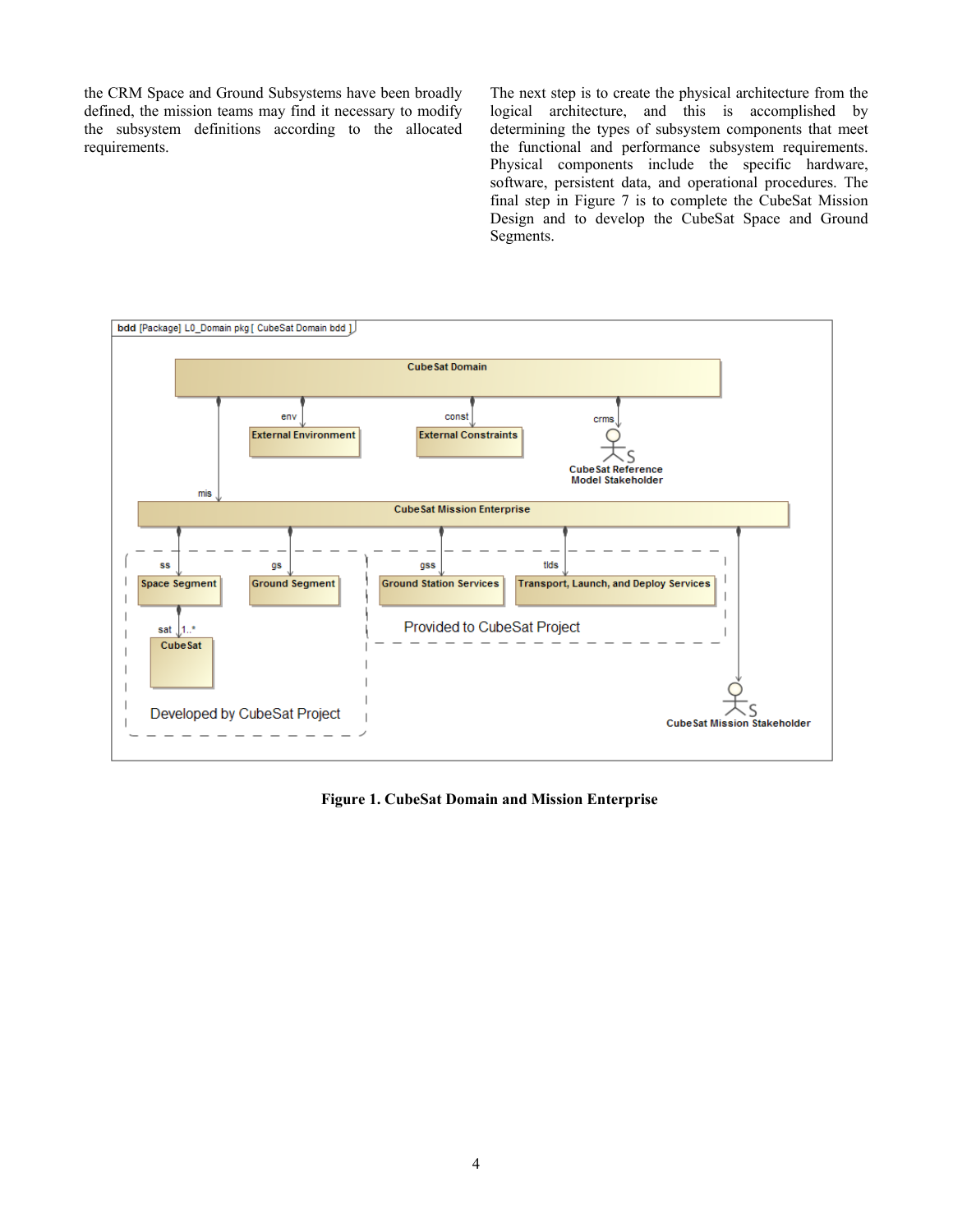the CRM Space and Ground Subsystems have been broadly defined, the mission teams may find it necessary to modify the subsystem definitions according to the allocated requirements.

The next step is to create the physical architecture from the logical architecture, and this is accomplished by determining the types of subsystem components that meet the functional and performance subsystem requirements. Physical components include the specific hardware, software, persistent data, and operational procedures. The final step in Figure 7 is to complete the CubeSat Mission Design and to develop the CubeSat Space and Ground Segments.

**Figure 1. CubeSat Domain and Mission Enterprise**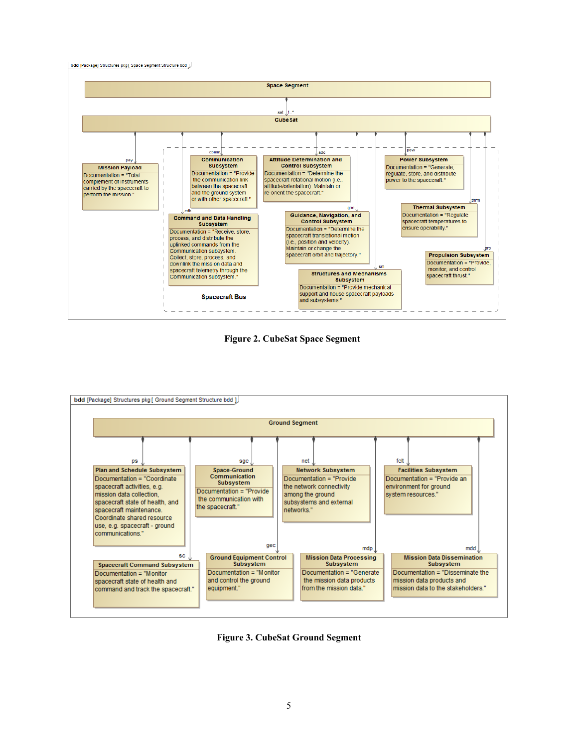bdd [Package] Structures pkg [ Space Segment Structure bdd ]

**Space Segment**

sat 1..*

**CubeSat**

pay — **Mission Payload**
Documentation = "Total complement of instruments carried by the spacecraft to perform the mission."

**Spacecraft Bus**

comm — **Communication Subsystem**
Documentation = "Provide the communication link between the spacecraft and the ground system or with other spacecraft."

adc — **Attitude Determination and Control Subsystem**
Documentation = "Determine the spacecraft rotational motion (i.e., attitude/orientation). Maintain or re-orient the spacecraft."

pow — **Power Subsystem**
Documentation = "Generate, regulate, store, and distribute power to the spacecraft."

cdh — **Command and Data Handling Subsystem**
Documentation = "Receive, store, process, and distribute the uplinked commands from the Communication subsystem. Collect, store, process, and downlink the mission data and spacecraft telemetry through the Communication subsystem."

gnc — **Guidance, Navigation, and Control Subsystem**
Documentation = "Determine the spacecraft translational motion (i.e., position and velocity). Maintain or change the spacecraft orbit and trajectory."

thrm — **Thermal Subsystem**
Documentation = "Regulate spacecraft temperatures to ensure operability."

pro — **Propulsion Subsystem**
Documentation = "Provide, monitor, and control spacecraft thrust."

sm — **Structures and Mechanisms Subsystem**
Documentation = "Provide mechanical support and house spacecraft payloads and subsystems."

**Figure 2. CubeSat Space Segment**

bdd [Package] Structures pkg [ Ground Segment Structure bdd ]

**Ground Segment**

ps — **Plan and Schedule Subsystem**
Documentation = "Coordinate spacecraft activities, e.g. mission data collection, spacecraft state of health, and spacecraft maintenance. Coordinate shared resource use, e.g. spacecraft - ground communications."

sgc — **Space-Ground Communication Subsystem**
Documentation = "Provide the communication with the spacecraft."

net — **Network Subsystem**
Documentation = "Provide the network connectivity among the ground subsystems and external networks."

fclt — **Facilities Subsystem**
Documentation = "Provide an environment for ground system resources."

sc — **Spacecraft Command Subsystem**
Documentation = "Monitor spacecraft state of health and command and track the spacecraft."

gec — **Ground Equipment Control Subsystem**
Documentation = "Monitor and control the ground equipment."

mdp — **Mission Data Processing Subsystem**
Documentation = "Generate the mission data products from the mission data."

mdd — **Mission Data Dissemination Subsystem**
Documentation = "Disseminate the mission data products and mission data to the stakeholders."

**Figure 3. CubeSat Ground Segment**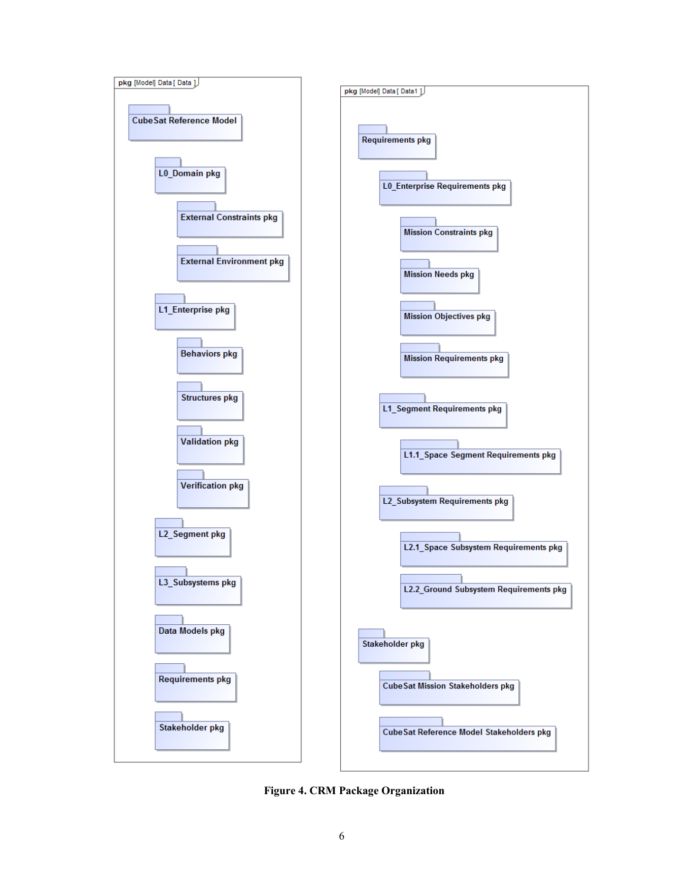pkg [Model] Data [ Data ]

- CubeSat Reference Model
  - L0_Domain pkg
    - External Constraints pkg
    - External Environment pkg
  - L1_Enterprise pkg
    - Behaviors pkg
    - Structures pkg
    - Validation pkg
    - Verification pkg
  - L2_Segment pkg
  - L3_Subsystems pkg
  - Data Models pkg
  - Requirements pkg
  - Stakeholder pkg

pkg [Model] Data [ Data1 ]

- Requirements pkg
  - L0_Enterprise Requirements pkg
    - Mission Constraints pkg
    - Mission Needs pkg
    - Mission Objectives pkg
    - Mission Requirements pkg
  - L1_Segment Requirements pkg
    - L1.1_Space Segment Requirements pkg
  - L2_Subsystem Requirements pkg
    - L2.1_Space Subsystem Requirements pkg
    - L2.2_Ground Subsystem Requirements pkg
- Stakeholder pkg
  - CubeSat Mission Stakeholders pkg
  - CubeSat Reference Model Stakeholders pkg

**Figure 4. CRM Package Organization**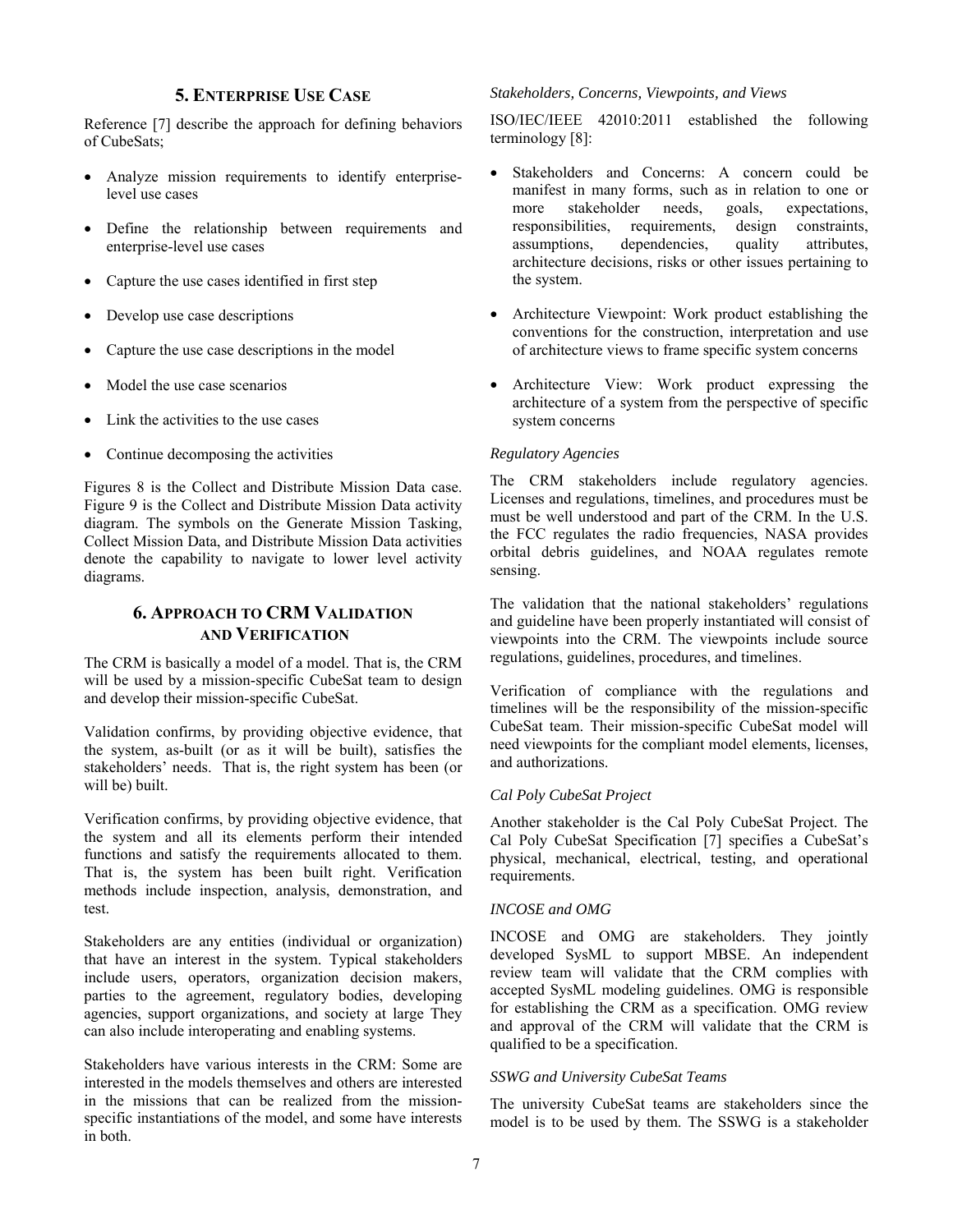## 5. Enterprise Use Case

Reference [7] describe the approach for defining behaviors of CubeSats;

- Analyze mission requirements to identify enterprise-level use cases
- Define the relationship between requirements and enterprise-level use cases
- Capture the use cases identified in first step
- Develop use case descriptions
- Capture the use case descriptions in the model
- Model the use case scenarios
- Link the activities to the use cases
- Continue decomposing the activities

Figures 8 is the Collect and Distribute Mission Data case. Figure 9 is the Collect and Distribute Mission Data activity diagram. The symbols on the Generate Mission Tasking, Collect Mission Data, and Distribute Mission Data activities denote the capability to navigate to lower level activity diagrams.

## 6. Approach to CRM Validation and Verification

The CRM is basically a model of a model. That is, the CRM will be used by a mission-specific CubeSat team to design and develop their mission-specific CubeSat.

Validation confirms, by providing objective evidence, that the system, as-built (or as it will be built), satisfies the stakeholders' needs. That is, the right system has been (or will be) built.

Verification confirms, by providing objective evidence, that the system and all its elements perform their intended functions and satisfy the requirements allocated to them. That is, the system has been built right. Verification methods include inspection, analysis, demonstration, and test.

Stakeholders are any entities (individual or organization) that have an interest in the system. Typical stakeholders include users, operators, organization decision makers, parties to the agreement, regulatory bodies, developing agencies, support organizations, and society at large They can also include interoperating and enabling systems.

Stakeholders have various interests in the CRM: Some are interested in the models themselves and others are interested in the missions that can be realized from the mission-specific instantiations of the model, and some have interests in both.

*Stakeholders, Concerns, Viewpoints, and Views*

ISO/IEC/IEEE 42010:2011 established the following terminology [8]:

- Stakeholders and Concerns: A concern could be manifest in many forms, such as in relation to one or more stakeholder needs, goals, expectations, responsibilities, requirements, design constraints, assumptions, dependencies, quality attributes, architecture decisions, risks or other issues pertaining to the system.
- Architecture Viewpoint: Work product establishing the conventions for the construction, interpretation and use of architecture views to frame specific system concerns
- Architecture View: Work product expressing the architecture of a system from the perspective of specific system concerns

*Regulatory Agencies*

The CRM stakeholders include regulatory agencies. Licenses and regulations, timelines, and procedures must be must be well understood and part of the CRM. In the U.S. the FCC regulates the radio frequencies, NASA provides orbital debris guidelines, and NOAA regulates remote sensing.

The validation that the national stakeholders' regulations and guideline have been properly instantiated will consist of viewpoints into the CRM. The viewpoints include source regulations, guidelines, procedures, and timelines.

Verification of compliance with the regulations and timelines will be the responsibility of the mission-specific CubeSat team. Their mission-specific CubeSat model will need viewpoints for the compliant model elements, licenses, and authorizations.

*Cal Poly CubeSat Project*

Another stakeholder is the Cal Poly CubeSat Project. The Cal Poly CubeSat Specification [7] specifies a CubeSat's physical, mechanical, electrical, testing, and operational requirements.

*INCOSE and OMG*

INCOSE and OMG are stakeholders. They jointly developed SysML to support MBSE. An independent review team will validate that the CRM complies with accepted SysML modeling guidelines. OMG is responsible for establishing the CRM as a specification. OMG review and approval of the CRM will validate that the CRM is qualified to be a specification.

*SSWG and University CubeSat Teams*

The university CubeSat teams are stakeholders since the model is to be used by them. The SSWG is a stakeholder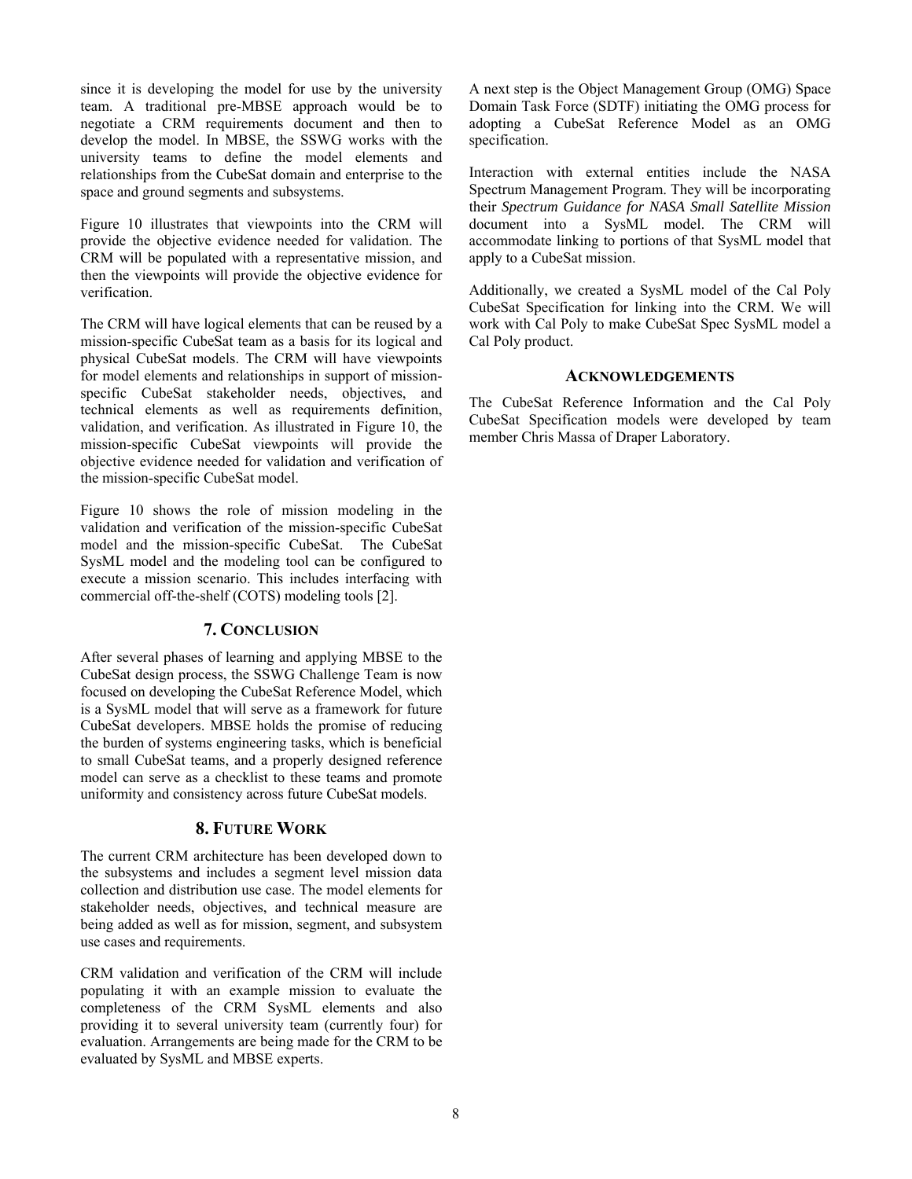since it is developing the model for use by the university team. A traditional pre-MBSE approach would be to negotiate a CRM requirements document and then to develop the model. In MBSE, the SSWG works with the university teams to define the model elements and relationships from the CubeSat domain and enterprise to the space and ground segments and subsystems.

Figure 10 illustrates that viewpoints into the CRM will provide the objective evidence needed for validation. The CRM will be populated with a representative mission, and then the viewpoints will provide the objective evidence for verification.

The CRM will have logical elements that can be reused by a mission-specific CubeSat team as a basis for its logical and physical CubeSat models. The CRM will have viewpoints for model elements and relationships in support of mission-specific CubeSat stakeholder needs, objectives, and technical elements as well as requirements definition, validation, and verification. As illustrated in Figure 10, the mission-specific CubeSat viewpoints will provide the objective evidence needed for validation and verification of the mission-specific CubeSat model.

Figure 10 shows the role of mission modeling in the validation and verification of the mission-specific CubeSat model and the mission-specific CubeSat. The CubeSat SysML model and the modeling tool can be configured to execute a mission scenario. This includes interfacing with commercial off-the-shelf (COTS) modeling tools [2].

## 7. CONCLUSION

After several phases of learning and applying MBSE to the CubeSat design process, the SSWG Challenge Team is now focused on developing the CubeSat Reference Model, which is a SysML model that will serve as a framework for future CubeSat developers. MBSE holds the promise of reducing the burden of systems engineering tasks, which is beneficial to small CubeSat teams, and a properly designed reference model can serve as a checklist to these teams and promote uniformity and consistency across future CubeSat models.

## 8. FUTURE WORK

The current CRM architecture has been developed down to the subsystems and includes a segment level mission data collection and distribution use case. The model elements for stakeholder needs, objectives, and technical measure are being added as well as for mission, segment, and subsystem use cases and requirements.

CRM validation and verification of the CRM will include populating it with an example mission to evaluate the completeness of the CRM SysML elements and also providing it to several university team (currently four) for evaluation. Arrangements are being made for the CRM to be evaluated by SysML and MBSE experts.

A next step is the Object Management Group (OMG) Space Domain Task Force (SDTF) initiating the OMG process for adopting a CubeSat Reference Model as an OMG specification.

Interaction with external entities include the NASA Spectrum Management Program. They will be incorporating their *Spectrum Guidance for NASA Small Satellite Mission* document into a SysML model. The CRM will accommodate linking to portions of that SysML model that apply to a CubeSat mission.

Additionally, we created a SysML model of the Cal Poly CubeSat Specification for linking into the CRM. We will work with Cal Poly to make CubeSat Spec SysML model a Cal Poly product.

## ACKNOWLEDGEMENTS

The CubeSat Reference Information and the Cal Poly CubeSat Specification models were developed by team member Chris Massa of Draper Laboratory.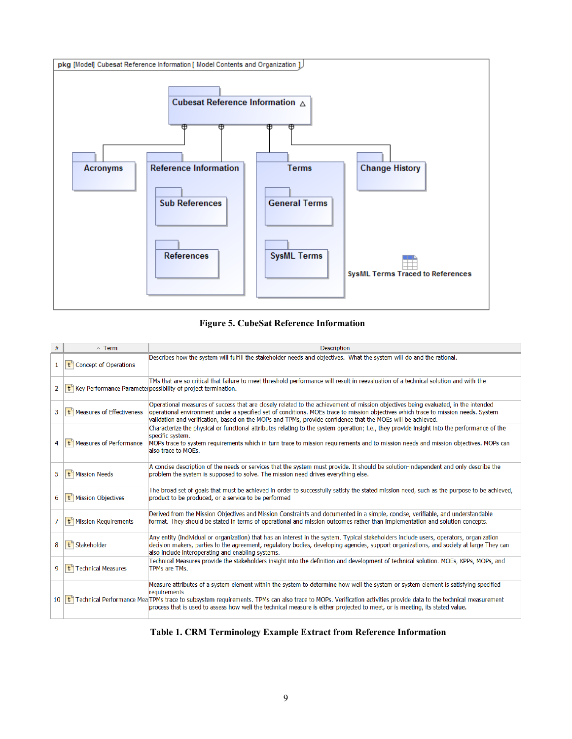pkg [Model] Cubesat Reference Information [ Model Contents and Organization ]

Cubesat Reference Information

Acronyms

Reference Information

Sub References

References

Terms

General Terms

SysML Terms

Change History

SysML Terms Traced to References

**Figure 5. CubeSat Reference Information**

| # | Term | Description |
|---|---|---|
| 1 | Concept of Operations | Describes how the system will fulfill the stakeholder needs and objectives. What the system will do and the rational. |
| 2 | Key Performance Parameter | TMs that are so critical that failure to meet threshold performance will result in reevaluation of a technical solution and with the possibility of project termination. |
| 3 | Measures of Effectiveness | Operational measures of success that are closely related to the achievement of mission objectives being evaluated, in the intended operational environment under a specified set of conditions. MOEs trace to mission objectives which trace to mission needs. System validation and verification, based on the MOPs and TPMs, provide confidence that the MOEs will be achieved. |
| 4 | Measures of Performance | Characterize the physical or functional attributes relating to the system operation; i.e., they provide insight into the performance of the specific system. MOPs trace to system requirements which in turn trace to mission requirements and to mission needs and mission objectives. MOPs can also trace to MOEs. |
| 5 | Mission Needs | A concise description of the needs or services that the system must provide. It should be solution-independent and only describe the problem the system is supposed to solve. The mission need drives everything else. |
| 6 | Mission Objectives | The broad set of goals that must be achieved in order to successfully satisfy the stated mission need, such as the purpose to be achieved, product to be produced, or a service to be performed |
| 7 | Mission Requirements | Derived from the Mission Objectives and Mission Constraints and documented in a simple, concise, verifiable, and understandable format. They should be stated in terms of operational and mission outcomes rather than implementation and solution concepts. |
| 8 | Stakeholder | Any entity (individual or organization) that has an interest in the system. Typical stakeholders include users, operators, organization decision makers, parties to the agreement, regulatory bodies, developing agencies, support organizations, and society at large They can also include interoperating and enabling systems. |
| 9 | Technical Measures | Technical Measures provide the stakeholders insight into the definition and development of technical solution. MOEs, KPPs, MOPs, and TPMs are TMs. |
| 10 | Technical Performance Mea | Measure attributes of a system element within the system to determine how well the system or system element is satisfying specified requirements TPMs trace to subsystem requirements. TPMs can also trace to MOPs. Verification activities provide data to the technical measurement process that is used to assess how well the technical measure is either projected to meet, or is meeting, its stated value. |

**Table 1. CRM Terminology Example Extract from Reference Information**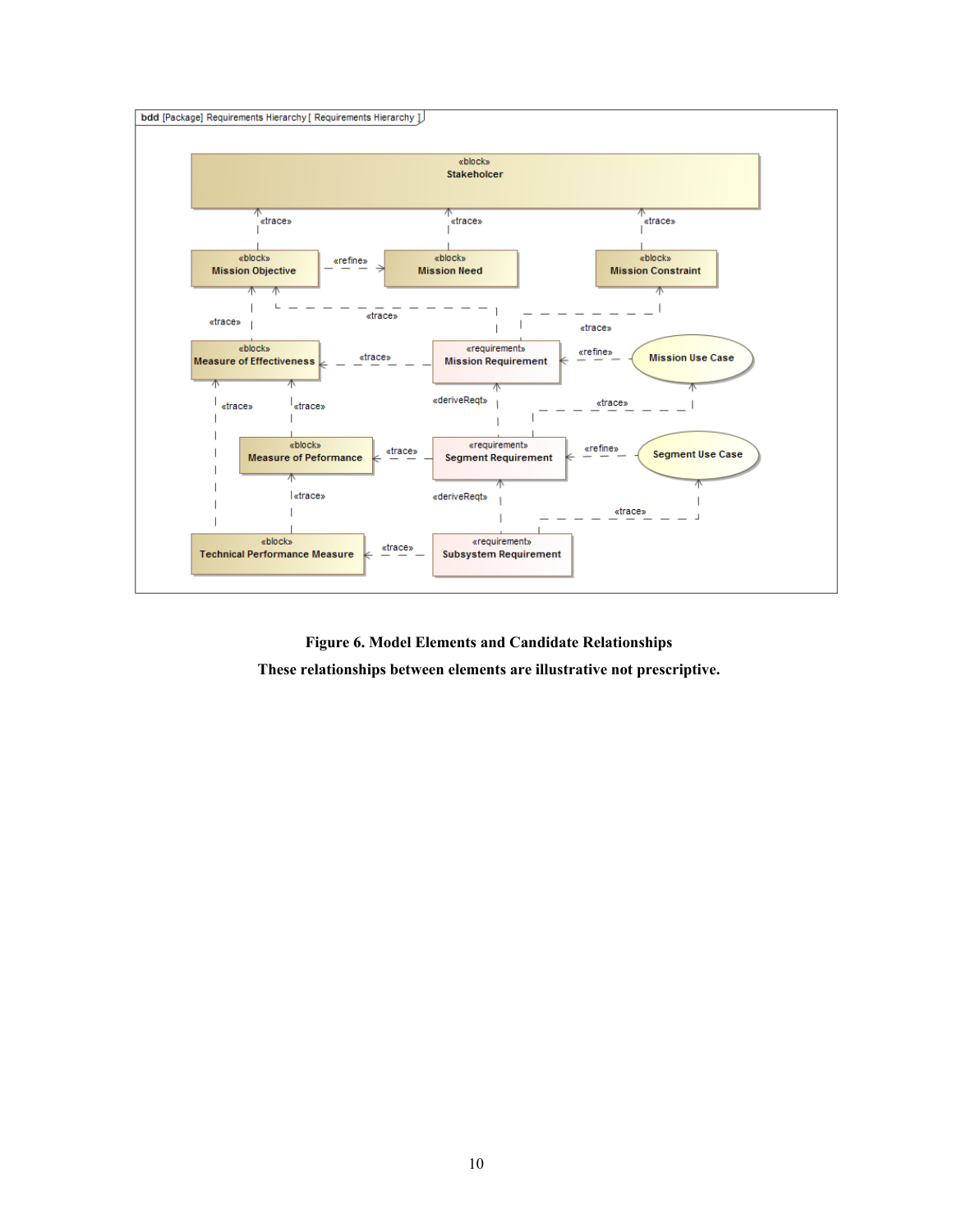**Figure 6. Model Elements and Candidate Relationships**

**These relationships between elements are illustrative not prescriptive.**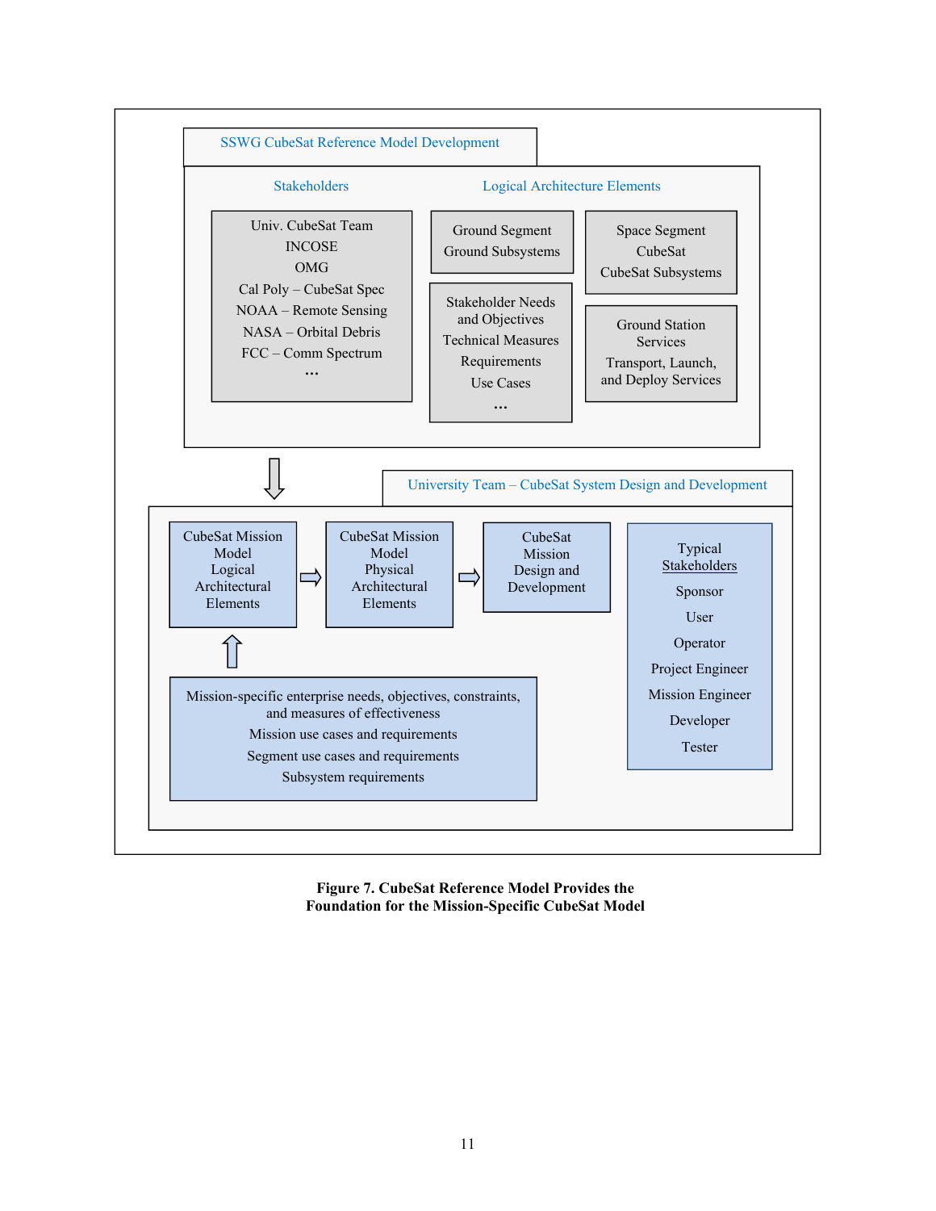**SSWG CubeSat Reference Model Development**

**Stakeholders**

Univ. CubeSat Team
INCOSE
OMG
Cal Poly – CubeSat Spec
NOAA – Remote Sensing
NASA – Orbital Debris
FCC – Comm Spectrum
…

**Logical Architecture Elements**

Ground Segment
Ground Subsystems

Space Segment
CubeSat
CubeSat Subsystems

Stakeholder Needs and Objectives
Technical Measures
Requirements
Use Cases
…

Ground Station Services
Transport, Launch, and Deploy Services

**University Team – CubeSat System Design and Development**

CubeSat Mission Model Logical Architectural Elements ⇒ CubeSat Mission Model Physical Architectural Elements ⇒ CubeSat Mission Design and Development

Mission-specific enterprise needs, objectives, constraints, and measures of effectiveness
Mission use cases and requirements
Segment use cases and requirements
Subsystem requirements

Typical Stakeholders
Sponsor
User
Operator
Project Engineer
Mission Engineer
Developer
Tester

**Figure 7. CubeSat Reference Model Provides the Foundation for the Mission-Specific CubeSat Model**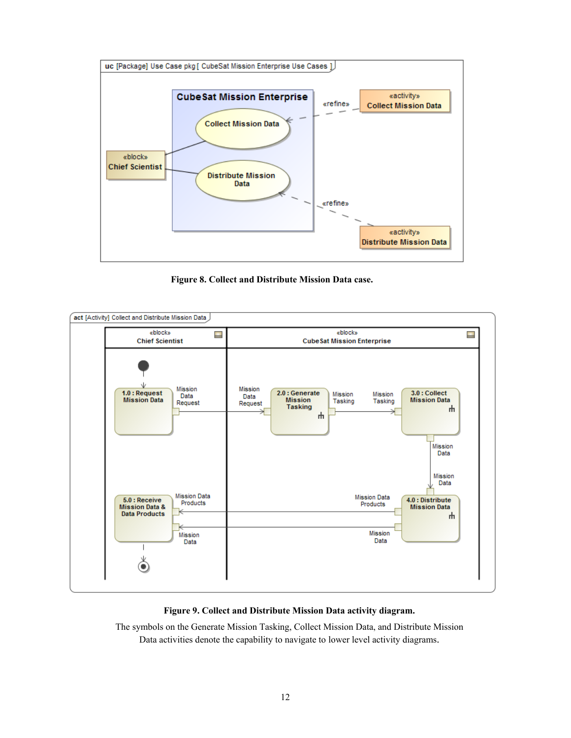**Figure 8. Collect and Distribute Mission Data case.**

**Figure 9. Collect and Distribute Mission Data activity diagram.**

The symbols on the Generate Mission Tasking, Collect Mission Data, and Distribute Mission Data activities denote the capability to navigate to lower level activity diagrams.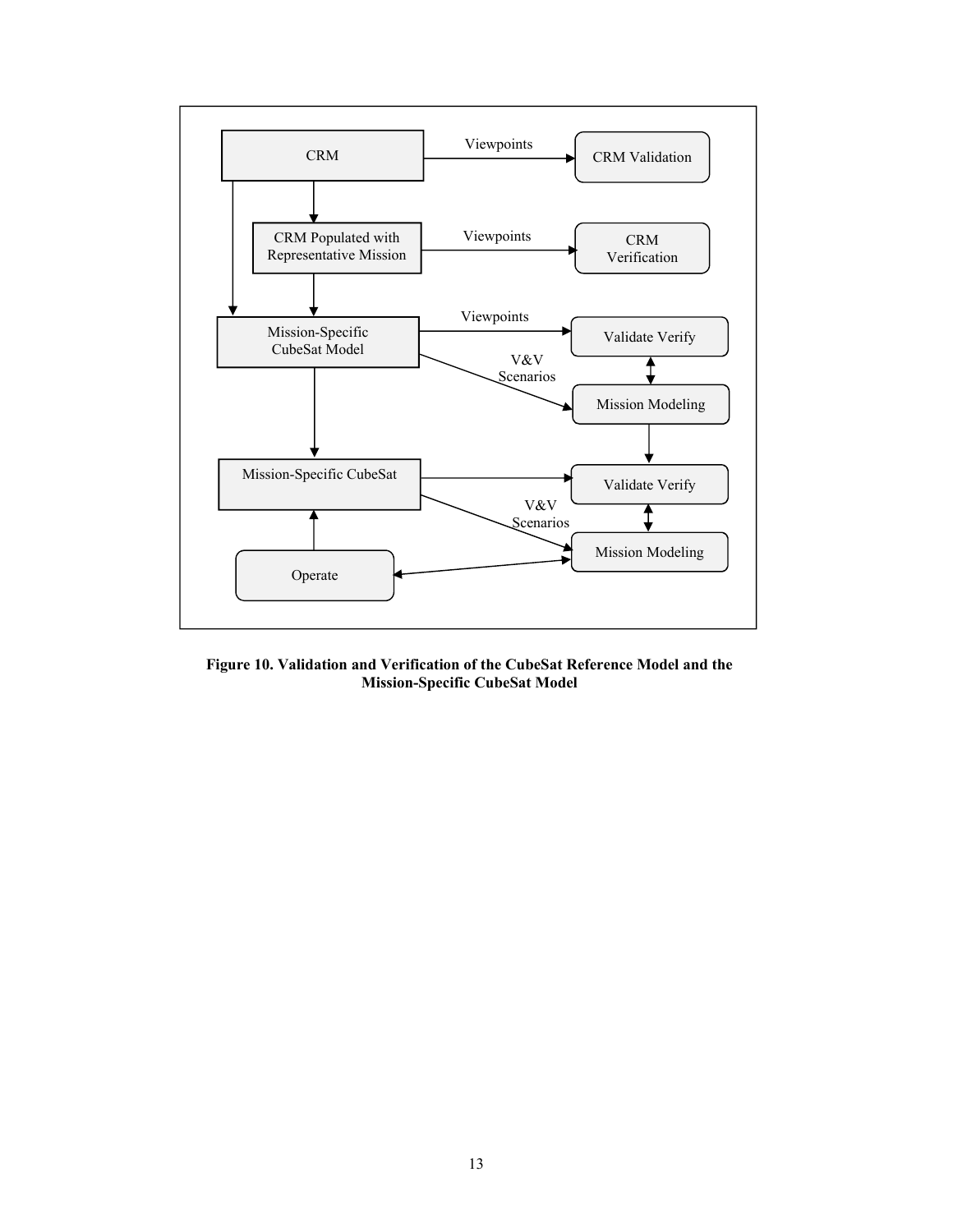**Figure 10. Validation and Verification of the CubeSat Reference Model and the Mission-Specific CubeSat Model**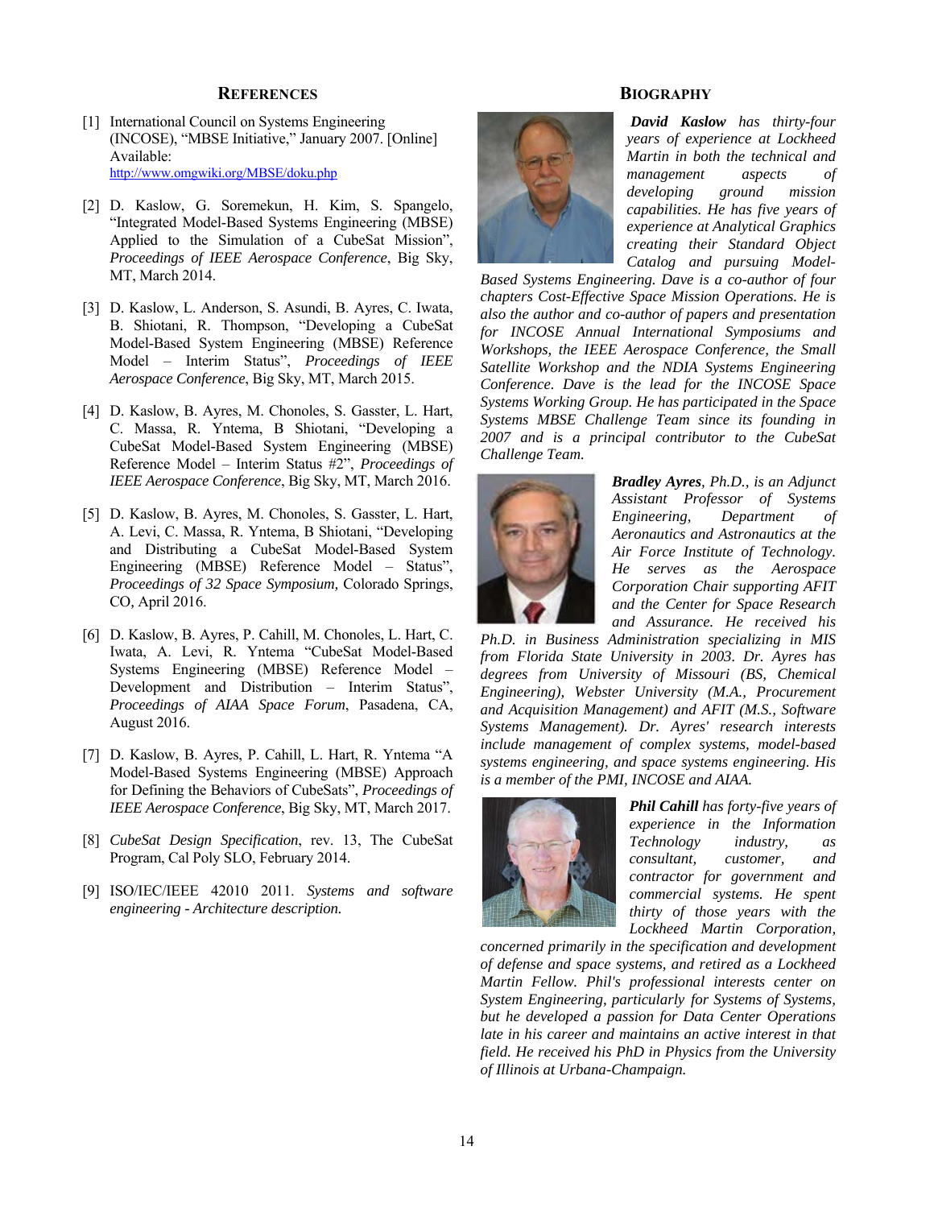## References

[1] International Council on Systems Engineering (INCOSE), "MBSE Initiative," January 2007. [Online] Available: http://www.omgwiki.org/MBSE/doku.php

[2] D. Kaslow, G. Soremekun, H. Kim, S. Spangelo, "Integrated Model-Based Systems Engineering (MBSE) Applied to the Simulation of a CubeSat Mission", *Proceedings of IEEE Aerospace Conference*, Big Sky, MT, March 2014.

[3] D. Kaslow, L. Anderson, S. Asundi, B. Ayres, C. Iwata, B. Shiotani, R. Thompson, "Developing a CubeSat Model-Based System Engineering (MBSE) Reference Model – Interim Status", *Proceedings of IEEE Aerospace Conference*, Big Sky, MT, March 2015.

[4] D. Kaslow, B. Ayres, M. Chonoles, S. Gasster, L. Hart, C. Massa, R. Yntema, B Shiotani, "Developing a CubeSat Model-Based System Engineering (MBSE) Reference Model – Interim Status #2", *Proceedings of IEEE Aerospace Conference*, Big Sky, MT, March 2016.

[5] D. Kaslow, B. Ayres, M. Chonoles, S. Gasster, L. Hart, A. Levi, C. Massa, R. Yntema, B Shiotani, "Developing and Distributing a CubeSat Model-Based System Engineering (MBSE) Reference Model – Status", *Proceedings of 32 Space Symposium,* Colorado Springs, CO, April 2016.

[6] D. Kaslow, B. Ayres, P. Cahill, M. Chonoles, L. Hart, C. Iwata, A. Levi, R. Yntema "CubeSat Model-Based Systems Engineering (MBSE) Reference Model – Development and Distribution – Interim Status", *Proceedings of AIAA Space Forum*, Pasadena, CA, August 2016.

[7] D. Kaslow, B. Ayres, P. Cahill, L. Hart, R. Yntema "A Model-Based Systems Engineering (MBSE) Approach for Defining the Behaviors of CubeSats", *Proceedings of IEEE Aerospace Conference*, Big Sky, MT, March 2017.

[8] *CubeSat Design Specification*, rev. 13, The CubeSat Program, Cal Poly SLO, February 2014.

[9] ISO/IEC/IEEE 42010 2011. *Systems and software engineering - Architecture description.*

## Biography

***David Kaslow*** *has thirty-four years of experience at Lockheed Martin in both the technical and management aspects of developing ground mission capabilities. He has five years of experience at Analytical Graphics creating their Standard Object Catalog and pursuing Model-Based Systems Engineering. Dave is a co-author of four chapters Cost-Effective Space Mission Operations. He is also the author and co-author of papers and presentation for INCOSE Annual International Symposiums and Workshops, the IEEE Aerospace Conference, the Small Satellite Workshop and the NDIA Systems Engineering Conference. Dave is the lead for the INCOSE Space Systems Working Group. He has participated in the Space Systems MBSE Challenge Team since its founding in 2007 and is a principal contributor to the CubeSat Challenge Team.*

***Bradley Ayres****, Ph.D., is an Adjunct Assistant Professor of Systems Engineering, Department of Aeronautics and Astronautics at the Air Force Institute of Technology. He serves as the Aerospace Corporation Chair supporting AFIT and the Center for Space Research and Assurance. He received his Ph.D. in Business Administration specializing in MIS from Florida State University in 2003. Dr. Ayres has degrees from University of Missouri (BS, Chemical Engineering), Webster University (M.A., Procurement and Acquisition Management) and AFIT (M.S., Software Systems Management). Dr. Ayres' research interests include management of complex systems, model-based systems engineering, and space systems engineering. His is a member of the PMI, INCOSE and AIAA.*

***Phil Cahill*** *has forty-five years of experience in the Information Technology industry, as consultant, customer, and contractor for government and commercial systems. He spent thirty of those years with the Lockheed Martin Corporation, concerned primarily in the specification and development of defense and space systems, and retired as a Lockheed Martin Fellow. Phil's professional interests center on System Engineering, particularly for Systems of Systems, but he developed a passion for Data Center Operations late in his career and maintains an active interest in that field. He received his PhD in Physics from the University of Illinois at Urbana-Champaign.*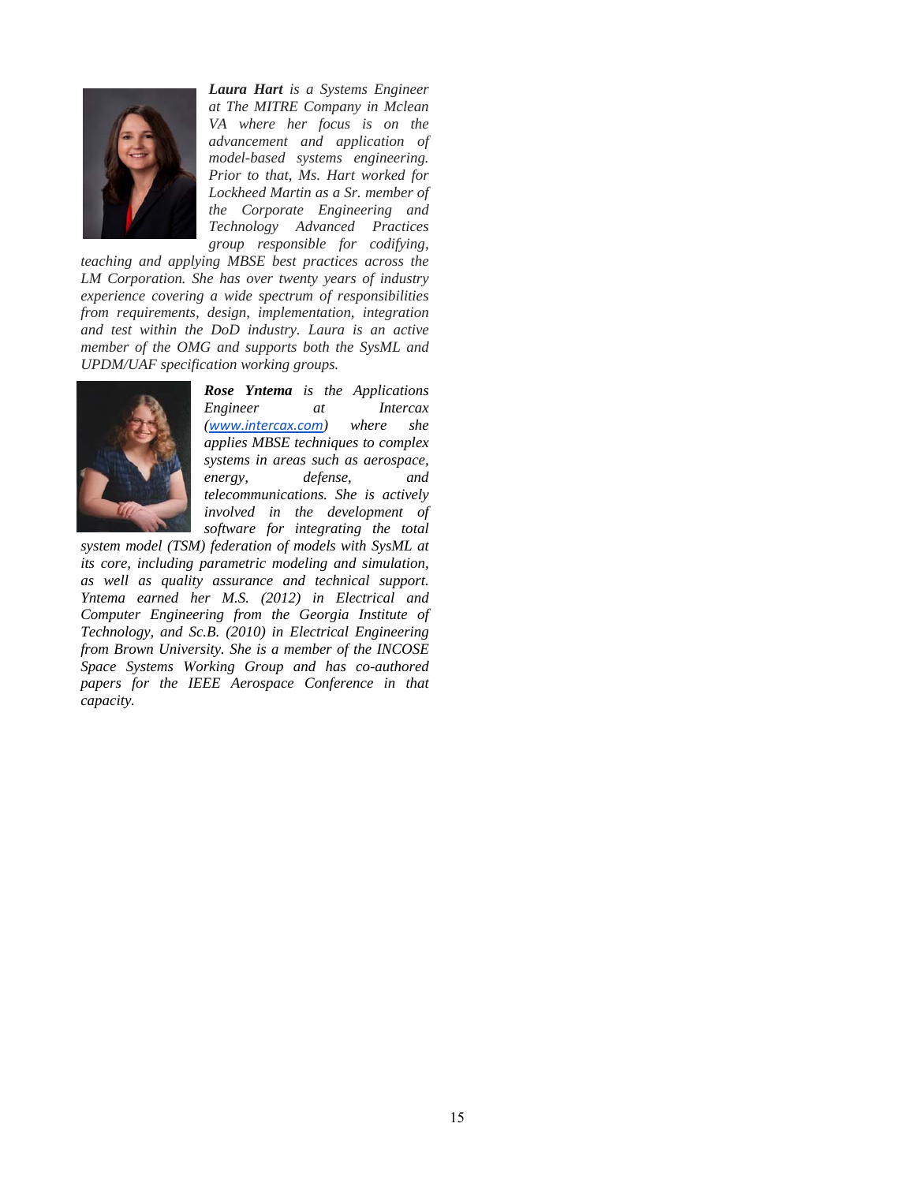***Laura Hart*** *is a Systems Engineer at The MITRE Company in Mclean VA where her focus is on the advancement and application of model-based systems engineering. Prior to that, Ms. Hart worked for Lockheed Martin as a Sr. member of the Corporate Engineering and Technology Advanced Practices group responsible for codifying, teaching and applying MBSE best practices across the LM Corporation. She has over twenty years of industry experience covering a wide spectrum of responsibilities from requirements, design, implementation, integration and test within the DoD industry. Laura is an active member of the OMG and supports both the SysML and UPDM/UAF specification working groups.*

***Rose Yntema*** *is the Applications Engineer at Intercax (www.intercax.com) where she applies MBSE techniques to complex systems in areas such as aerospace, energy, defense, and telecommunications. She is actively involved in the development of software for integrating the total system model (TSM) federation of models with SysML at its core, including parametric modeling and simulation, as well as quality assurance and technical support. Yntema earned her M.S. (2012) in Electrical and Computer Engineering from the Georgia Institute of Technology, and Sc.B. (2010) in Electrical Engineering from Brown University. She is a member of the INCOSE Space Systems Working Group and has co-authored papers for the IEEE Aerospace Conference in that capacity.*